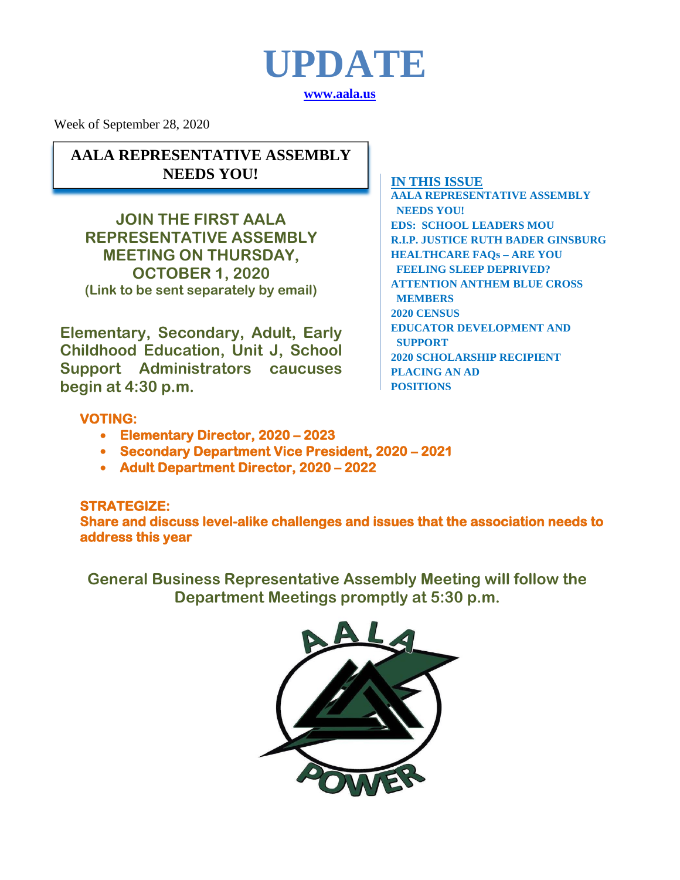# UPDATE

**www.aala.us**

Week of September 28, 2020

## AALA REPRESENTATIVE ASSEMBLY NEEDS YOU!

**JOIN THE FIRST AALA REPRESENTATIVE ASSEMBLY MEETING ON THURSDAY, OCTOBER 1, 2020**
**(Link to be sent separately by email)**

**Elementary, Secondary, Adult, Early Childhood Education, Unit J, School Support Administrators caucuses begin at 4:30 p.m.**

**VOTING:**

- **Elementary Director, 2020 – 2023**
- **Secondary Department Vice President, 2020 – 2021**
- **Adult Department Director, 2020 – 2022**

**STRATEGIZE:**
**Share and discuss level-alike challenges and issues that the association needs to address this year**

**General Business Representative Assembly Meeting will follow the Department Meetings promptly at 5:30 p.m.**

AALA POWER

**IN THIS ISSUE**

- AALA REPRESENTATIVE ASSEMBLY NEEDS YOU!
- EDS: SCHOOL LEADERS MOU
- R.I.P. JUSTICE RUTH BADER GINSBURG
- HEALTHCARE FAQs – ARE YOU FEELING SLEEP DEPRIVED?
- ATTENTION ANTHEM BLUE CROSS MEMBERS
- 2020 CENSUS
- EDUCATOR DEVELOPMENT AND SUPPORT
- 2020 SCHOLARSHIP RECIPIENT
- PLACING AN AD
- POSITIONS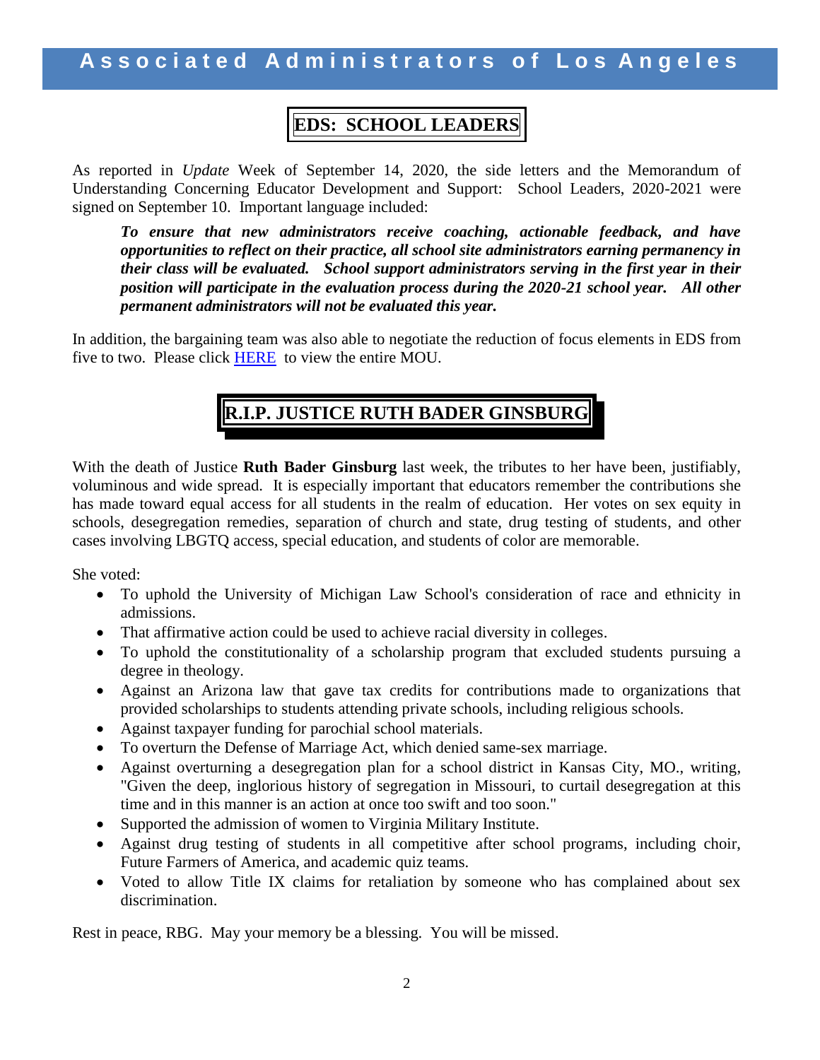## EDS: SCHOOL LEADERS

As reported in *Update* Week of September 14, 2020, the side letters and the Memorandum of Understanding Concerning Educator Development and Support: School Leaders, 2020-2021 were signed on September 10. Important language included:

> ***To ensure that new administrators receive coaching, actionable feedback, and have opportunities to reflect on their practice, all school site administrators earning permanency in their class will be evaluated. School support administrators serving in the first year in their position will participate in the evaluation process during the 2020-21 school year. All other permanent administrators will not be evaluated this year.***

In addition, the bargaining team was also able to negotiate the reduction of focus elements in EDS from five to two. Please click HERE to view the entire MOU.

## R.I.P. JUSTICE RUTH BADER GINSBURG

With the death of Justice **Ruth Bader Ginsburg** last week, the tributes to her have been, justifiably, voluminous and wide spread. It is especially important that educators remember the contributions she has made toward equal access for all students in the realm of education. Her votes on sex equity in schools, desegregation remedies, separation of church and state, drug testing of students, and other cases involving LBGTQ access, special education, and students of color are memorable.

She voted:

- To uphold the University of Michigan Law School's consideration of race and ethnicity in admissions.
- That affirmative action could be used to achieve racial diversity in colleges.
- To uphold the constitutionality of a scholarship program that excluded students pursuing a degree in theology.
- Against an Arizona law that gave tax credits for contributions made to organizations that provided scholarships to students attending private schools, including religious schools.
- Against taxpayer funding for parochial school materials.
- To overturn the Defense of Marriage Act, which denied same-sex marriage.
- Against overturning a desegregation plan for a school district in Kansas City, MO., writing, "Given the deep, inglorious history of segregation in Missouri, to curtail desegregation at this time and in this manner is an action at once too swift and too soon."
- Supported the admission of women to Virginia Military Institute.
- Against drug testing of students in all competitive after school programs, including choir, Future Farmers of America, and academic quiz teams.
- Voted to allow Title IX claims for retaliation by someone who has complained about sex discrimination.

Rest in peace, RBG. May your memory be a blessing. You will be missed.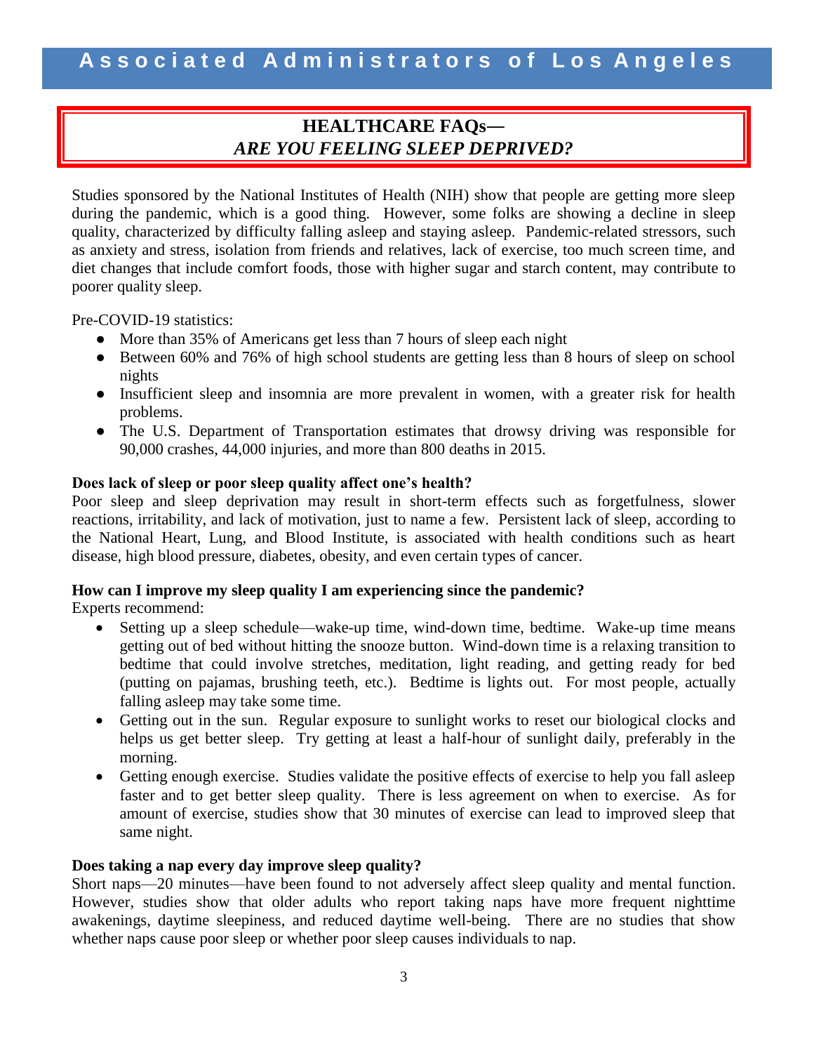# HEALTHCARE FAQs—
# *ARE YOU FEELING SLEEP DEPRIVED?*

Studies sponsored by the National Institutes of Health (NIH) show that people are getting more sleep during the pandemic, which is a good thing. However, some folks are showing a decline in sleep quality, characterized by difficulty falling asleep and staying asleep. Pandemic-related stressors, such as anxiety and stress, isolation from friends and relatives, lack of exercise, too much screen time, and diet changes that include comfort foods, those with higher sugar and starch content, may contribute to poorer quality sleep.

Pre-COVID-19 statistics:

- More than 35% of Americans get less than 7 hours of sleep each night
- Between 60% and 76% of high school students are getting less than 8 hours of sleep on school nights
- Insufficient sleep and insomnia are more prevalent in women, with a greater risk for health problems.
- The U.S. Department of Transportation estimates that drowsy driving was responsible for 90,000 crashes, 44,000 injuries, and more than 800 deaths in 2015.

**Does lack of sleep or poor sleep quality affect one's health?**

Poor sleep and sleep deprivation may result in short-term effects such as forgetfulness, slower reactions, irritability, and lack of motivation, just to name a few. Persistent lack of sleep, according to the National Heart, Lung, and Blood Institute, is associated with health conditions such as heart disease, high blood pressure, diabetes, obesity, and even certain types of cancer.

**How can I improve my sleep quality I am experiencing since the pandemic?**

Experts recommend:

- Setting up a sleep schedule—wake-up time, wind-down time, bedtime. Wake-up time means getting out of bed without hitting the snooze button. Wind-down time is a relaxing transition to bedtime that could involve stretches, meditation, light reading, and getting ready for bed (putting on pajamas, brushing teeth, etc.). Bedtime is lights out. For most people, actually falling asleep may take some time.
- Getting out in the sun. Regular exposure to sunlight works to reset our biological clocks and helps us get better sleep. Try getting at least a half-hour of sunlight daily, preferably in the morning.
- Getting enough exercise. Studies validate the positive effects of exercise to help you fall asleep faster and to get better sleep quality. There is less agreement on when to exercise. As for amount of exercise, studies show that 30 minutes of exercise can lead to improved sleep that same night.

**Does taking a nap every day improve sleep quality?**

Short naps—20 minutes—have been found to not adversely affect sleep quality and mental function. However, studies show that older adults who report taking naps have more frequent nighttime awakenings, daytime sleepiness, and reduced daytime well-being. There are no studies that show whether naps cause poor sleep or whether poor sleep causes individuals to nap.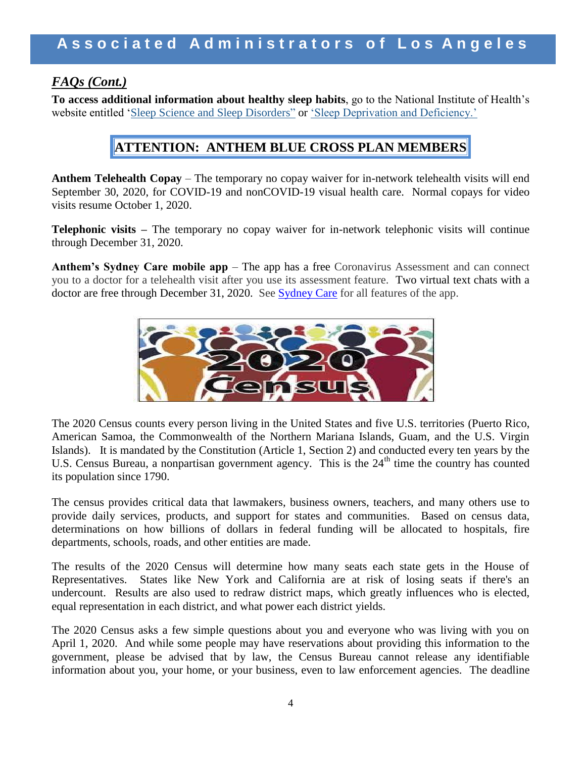## *FAQs (Cont.)*

**To access additional information about healthy sleep habits**, go to the National Institute of Health's website entitled 'Sleep Science and Sleep Disorders" or 'Sleep Deprivation and Deficiency.'

## ATTENTION: ANTHEM BLUE CROSS PLAN MEMBERS

**Anthem Telehealth Copay** – The temporary no copay waiver for in-network telehealth visits will end September 30, 2020, for COVID-19 and nonCOVID-19 visual health care. Normal copays for video visits resume October 1, 2020.

**Telephonic visits –** The temporary no copay waiver for in-network telephonic visits will continue through December 31, 2020.

**Anthem's Sydney Care mobile app** – The app has a free Coronavirus Assessment and can connect you to a doctor for a telehealth visit after you use its assessment feature. Two virtual text chats with a doctor are free through December 31, 2020. See Sydney Care for all features of the app.

The 2020 Census counts every person living in the United States and five U.S. territories (Puerto Rico, American Samoa, the Commonwealth of the Northern Mariana Islands, Guam, and the U.S. Virgin Islands). It is mandated by the Constitution (Article 1, Section 2) and conducted every ten years by the U.S. Census Bureau, a nonpartisan government agency. This is the 24th time the country has counted its population since 1790.

The census provides critical data that lawmakers, business owners, teachers, and many others use to provide daily services, products, and support for states and communities. Based on census data, determinations on how billions of dollars in federal funding will be allocated to hospitals, fire departments, schools, roads, and other entities are made.

The results of the 2020 Census will determine how many seats each state gets in the House of Representatives. States like New York and California are at risk of losing seats if there's an undercount. Results are also used to redraw district maps, which greatly influences who is elected, equal representation in each district, and what power each district yields.

The 2020 Census asks a few simple questions about you and everyone who was living with you on April 1, 2020. And while some people may have reservations about providing this information to the government, please be advised that by law, the Census Bureau cannot release any identifiable information about you, your home, or your business, even to law enforcement agencies. The deadline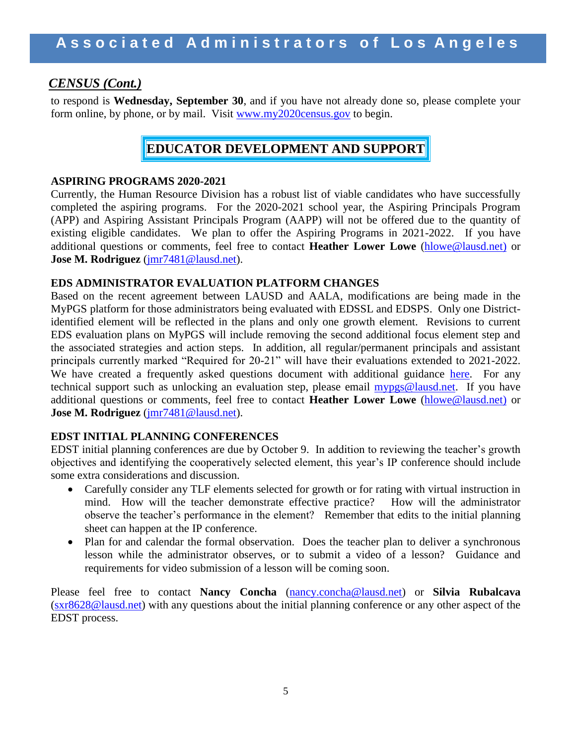## *CENSUS (Cont.)*

to respond is **Wednesday, September 30**, and if you have not already done so, please complete your form online, by phone, or by mail. Visit www.my2020census.gov to begin.

## EDUCATOR DEVELOPMENT AND SUPPORT

### ASPIRING PROGRAMS 2020-2021

Currently, the Human Resource Division has a robust list of viable candidates who have successfully completed the aspiring programs. For the 2020-2021 school year, the Aspiring Principals Program (APP) and Aspiring Assistant Principals Program (AAPP) will not be offered due to the quantity of existing eligible candidates. We plan to offer the Aspiring Programs in 2021-2022. If you have additional questions or comments, feel free to contact **Heather Lower Lowe** (hlowe@lausd.net) or **Jose M. Rodriguez** (jmr7481@lausd.net).

### EDS ADMINISTRATOR EVALUATION PLATFORM CHANGES

Based on the recent agreement between LAUSD and AALA, modifications are being made in the MyPGS platform for those administrators being evaluated with EDSSL and EDSPS. Only one District-identified element will be reflected in the plans and only one growth element. Revisions to current EDS evaluation plans on MyPGS will include removing the second additional focus element step and the associated strategies and action steps. In addition, all regular/permanent principals and assistant principals currently marked "Required for 20-21" will have their evaluations extended to 2021-2022. We have created a frequently asked questions document with additional guidance here. For any technical support such as unlocking an evaluation step, please email mypgs@lausd.net. If you have additional questions or comments, feel free to contact **Heather Lower Lowe** (hlowe@lausd.net) or **Jose M. Rodriguez** (jmr7481@lausd.net).

### EDST INITIAL PLANNING CONFERENCES

EDST initial planning conferences are due by October 9. In addition to reviewing the teacher's growth objectives and identifying the cooperatively selected element, this year's IP conference should include some extra considerations and discussion.

- Carefully consider any TLF elements selected for growth or for rating with virtual instruction in mind. How will the teacher demonstrate effective practice? How will the administrator observe the teacher's performance in the element? Remember that edits to the initial planning sheet can happen at the IP conference.
- Plan for and calendar the formal observation. Does the teacher plan to deliver a synchronous lesson while the administrator observes, or to submit a video of a lesson? Guidance and requirements for video submission of a lesson will be coming soon.

Please feel free to contact **Nancy Concha** (nancy.concha@lausd.net) or **Silvia Rubalcava** (sxr8628@lausd.net) with any questions about the initial planning conference or any other aspect of the EDST process.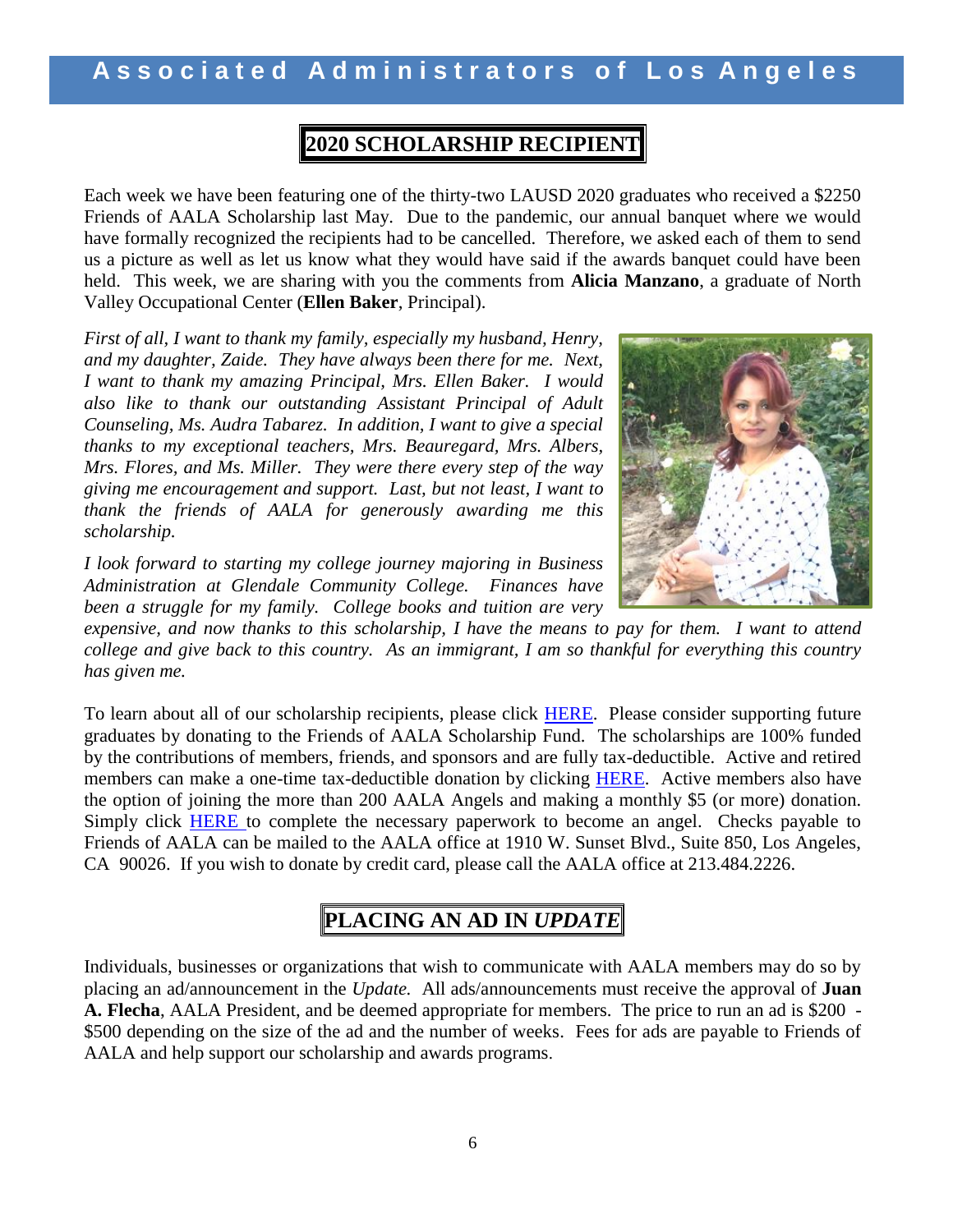## 2020 SCHOLARSHIP RECIPIENT

Each week we have been featuring one of the thirty-two LAUSD 2020 graduates who received a $2250 Friends of AALA Scholarship last May. Due to the pandemic, our annual banquet where we would have formally recognized the recipients had to be cancelled. Therefore, we asked each of them to send us a picture as well as let us know what they would have said if the awards banquet could have been held. This week, we are sharing with you the comments from **Alicia Manzano**, a graduate of North Valley Occupational Center (**Ellen Baker**, Principal).

*First of all, I want to thank my family, especially my husband, Henry, and my daughter, Zaide. They have always been there for me. Next, I want to thank my amazing Principal, Mrs. Ellen Baker. I would also like to thank our outstanding Assistant Principal of Adult Counseling, Ms. Audra Tabarez. In addition, I want to give a special thanks to my exceptional teachers, Mrs. Beauregard, Mrs. Albers, Mrs. Flores, and Ms. Miller. They were there every step of the way giving me encouragement and support. Last, but not least, I want to thank the friends of AALA for generously awarding me this scholarship.*

*I look forward to starting my college journey majoring in Business Administration at Glendale Community College. Finances have been a struggle for my family. College books and tuition are very expensive, and now thanks to this scholarship, I have the means to pay for them. I want to attend college and give back to this country. As an immigrant, I am so thankful for everything this country has given me.*

To learn about all of our scholarship recipients, please click HERE. Please consider supporting future graduates by donating to the Friends of AALA Scholarship Fund. The scholarships are 100% funded by the contributions of members, friends, and sponsors and are fully tax-deductible. Active and retired members can make a one-time tax-deductible donation by clicking HERE. Active members also have the option of joining the more than 200 AALA Angels and making a monthly $5 (or more) donation. Simply click HERE to complete the necessary paperwork to become an angel. Checks payable to Friends of AALA can be mailed to the AALA office at 1910 W. Sunset Blvd., Suite 850, Los Angeles, CA 90026. If you wish to donate by credit card, please call the AALA office at 213.484.2226.

## PLACING AN AD IN *UPDATE*

Individuals, businesses or organizations that wish to communicate with AALA members may do so by placing an ad/announcement in the *Update.* All ads/announcements must receive the approval of **Juan A. Flecha**, AALA President, and be deemed appropriate for members. The price to run an ad is $200 - $500 depending on the size of the ad and the number of weeks. Fees for ads are payable to Friends of AALA and help support our scholarship and awards programs.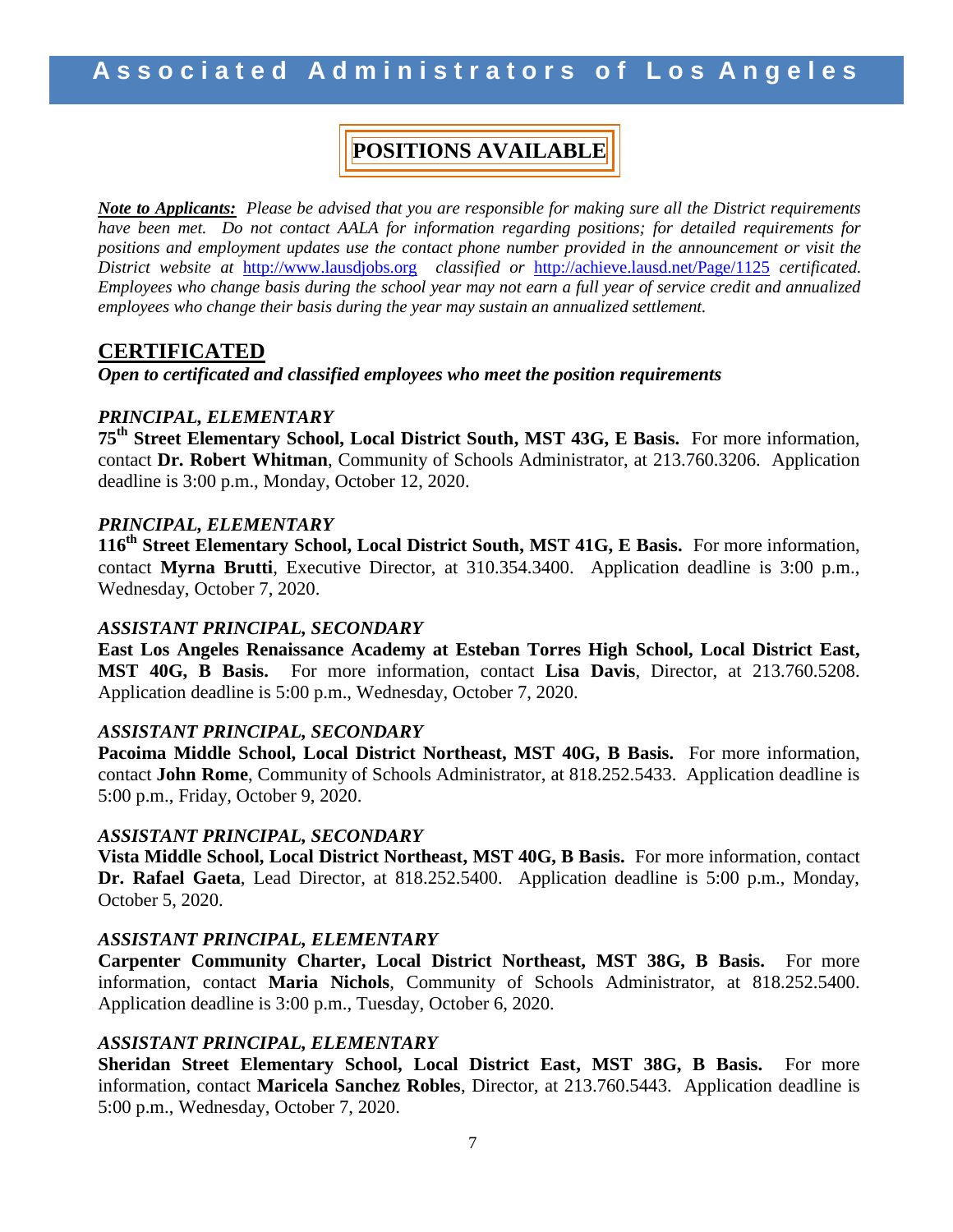# Associated Administrators of Los Angeles

## POSITIONS AVAILABLE

***Note to Applicants:*** *Please be advised that you are responsible for making sure all the District requirements have been met. Do not contact AALA for information regarding positions; for detailed requirements for positions and employment updates use the contact phone number provided in the announcement or visit the District website at* http://www.lausdjobs.org *classified or* http://achieve.lausd.net/Page/1125 *certificated. Employees who change basis during the school year may not earn a full year of service credit and annualized employees who change their basis during the year may sustain an annualized settlement.*

## CERTIFICATED

***Open to certificated and classified employees who meet the position requirements***

***PRINCIPAL, ELEMENTARY***

**75th Street Elementary School, Local District South, MST 43G, E Basis.** For more information, contact **Dr. Robert Whitman**, Community of Schools Administrator, at 213.760.3206. Application deadline is 3:00 p.m., Monday, October 12, 2020.

***PRINCIPAL, ELEMENTARY***

**116th Street Elementary School, Local District South, MST 41G, E Basis.** For more information, contact **Myrna Brutti**, Executive Director, at 310.354.3400. Application deadline is 3:00 p.m., Wednesday, October 7, 2020.

***ASSISTANT PRINCIPAL, SECONDARY***

**East Los Angeles Renaissance Academy at Esteban Torres High School, Local District East, MST 40G, B Basis.** For more information, contact **Lisa Davis**, Director, at 213.760.5208. Application deadline is 5:00 p.m., Wednesday, October 7, 2020.

***ASSISTANT PRINCIPAL, SECONDARY***

**Pacoima Middle School, Local District Northeast, MST 40G, B Basis.** For more information, contact **John Rome**, Community of Schools Administrator, at 818.252.5433. Application deadline is 5:00 p.m., Friday, October 9, 2020.

***ASSISTANT PRINCIPAL, SECONDARY***

**Vista Middle School, Local District Northeast, MST 40G, B Basis.** For more information, contact **Dr. Rafael Gaeta**, Lead Director, at 818.252.5400. Application deadline is 5:00 p.m., Monday, October 5, 2020.

***ASSISTANT PRINCIPAL, ELEMENTARY***

**Carpenter Community Charter, Local District Northeast, MST 38G, B Basis.** For more information, contact **Maria Nichols**, Community of Schools Administrator, at 818.252.5400. Application deadline is 3:00 p.m., Tuesday, October 6, 2020.

***ASSISTANT PRINCIPAL, ELEMENTARY***

**Sheridan Street Elementary School, Local District East, MST 38G, B Basis.** For more information, contact **Maricela Sanchez Robles**, Director, at 213.760.5443. Application deadline is 5:00 p.m., Wednesday, October 7, 2020.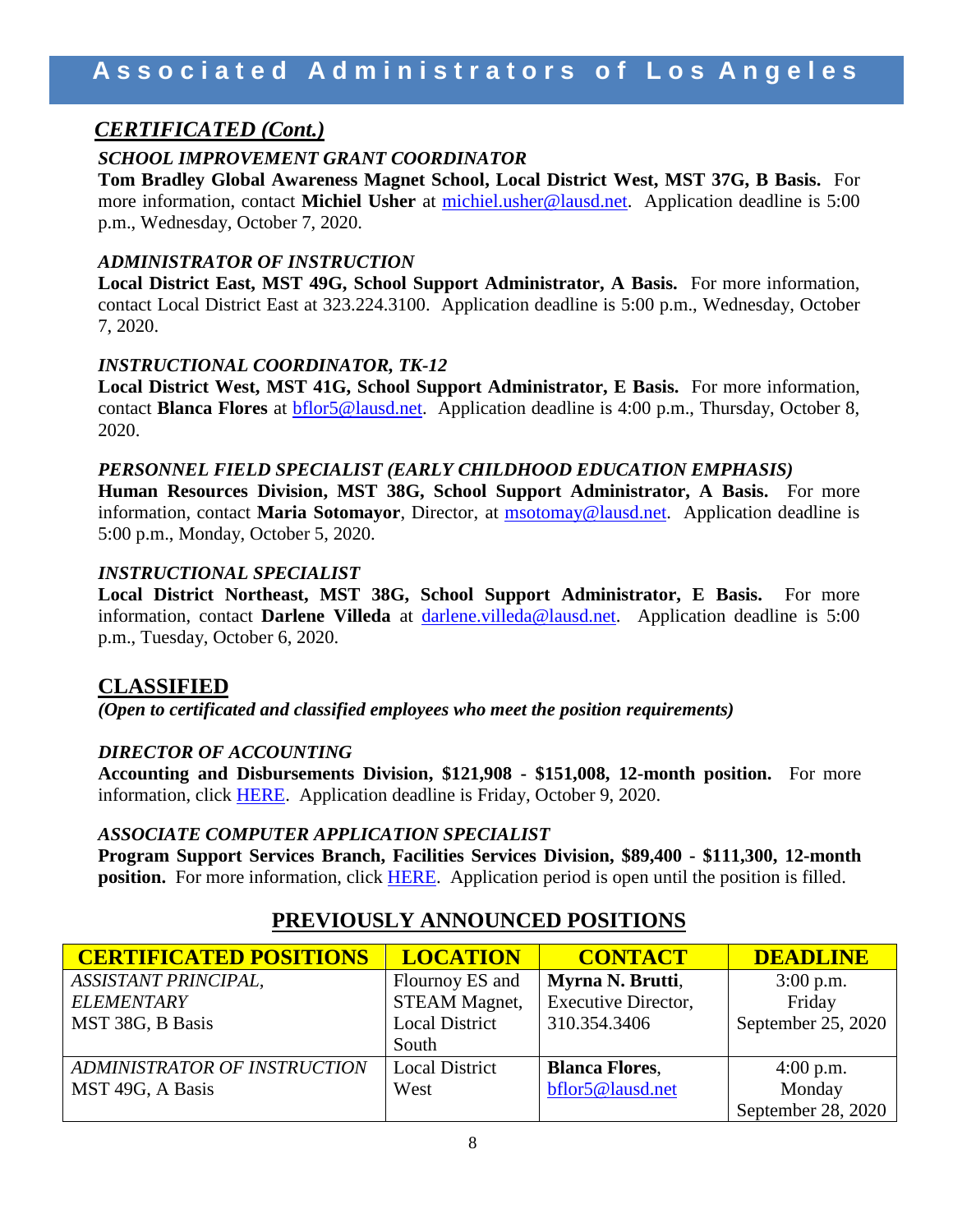## *CERTIFICATED (Cont.)*

### *SCHOOL IMPROVEMENT GRANT COORDINATOR*

**Tom Bradley Global Awareness Magnet School, Local District West, MST 37G, B Basis.** For more information, contact **Michiel Usher** at michiel.usher@lausd.net. Application deadline is 5:00 p.m., Wednesday, October 7, 2020.

### *ADMINISTRATOR OF INSTRUCTION*

**Local District East, MST 49G, School Support Administrator, A Basis.** For more information, contact Local District East at 323.224.3100. Application deadline is 5:00 p.m., Wednesday, October 7, 2020.

### *INSTRUCTIONAL COORDINATOR, TK-12*

**Local District West, MST 41G, School Support Administrator, E Basis.** For more information, contact **Blanca Flores** at bflor5@lausd.net. Application deadline is 4:00 p.m., Thursday, October 8, 2020.

### *PERSONNEL FIELD SPECIALIST (EARLY CHILDHOOD EDUCATION EMPHASIS)*

**Human Resources Division, MST 38G, School Support Administrator, A Basis.** For more information, contact **Maria Sotomayor**, Director, at msotomay@lausd.net. Application deadline is 5:00 p.m., Monday, October 5, 2020.

### *INSTRUCTIONAL SPECIALIST*

**Local District Northeast, MST 38G, School Support Administrator, E Basis.** For more information, contact **Darlene Villeda** at darlene.villeda@lausd.net. Application deadline is 5:00 p.m., Tuesday, October 6, 2020.

## CLASSIFIED

***(Open to certificated and classified employees who meet the position requirements)***

### *DIRECTOR OF ACCOUNTING*

**Accounting and Disbursements Division, $121,908 - $151,008, 12-month position.** For more information, click HERE. Application deadline is Friday, October 9, 2020.

### *ASSOCIATE COMPUTER APPLICATION SPECIALIST*

**Program Support Services Branch, Facilities Services Division, $89,400 - $111,300, 12-month position.** For more information, click HERE. Application period is open until the position is filled.

## PREVIOUSLY ANNOUNCED POSITIONS

| CERTIFICATED POSITIONS | LOCATION | CONTACT | DEADLINE |
|---|---|---|---|
| *ASSISTANT PRINCIPAL, ELEMENTARY* MST 38G, B Basis | Flournoy ES and STEAM Magnet, Local District South | **Myrna N. Brutti**, Executive Director, 310.354.3406 | 3:00 p.m. Friday September 25, 2020 |
| *ADMINISTRATOR OF INSTRUCTION* MST 49G, A Basis | Local District West | **Blanca Flores**, bflor5@lausd.net | 4:00 p.m. Monday September 28, 2020 |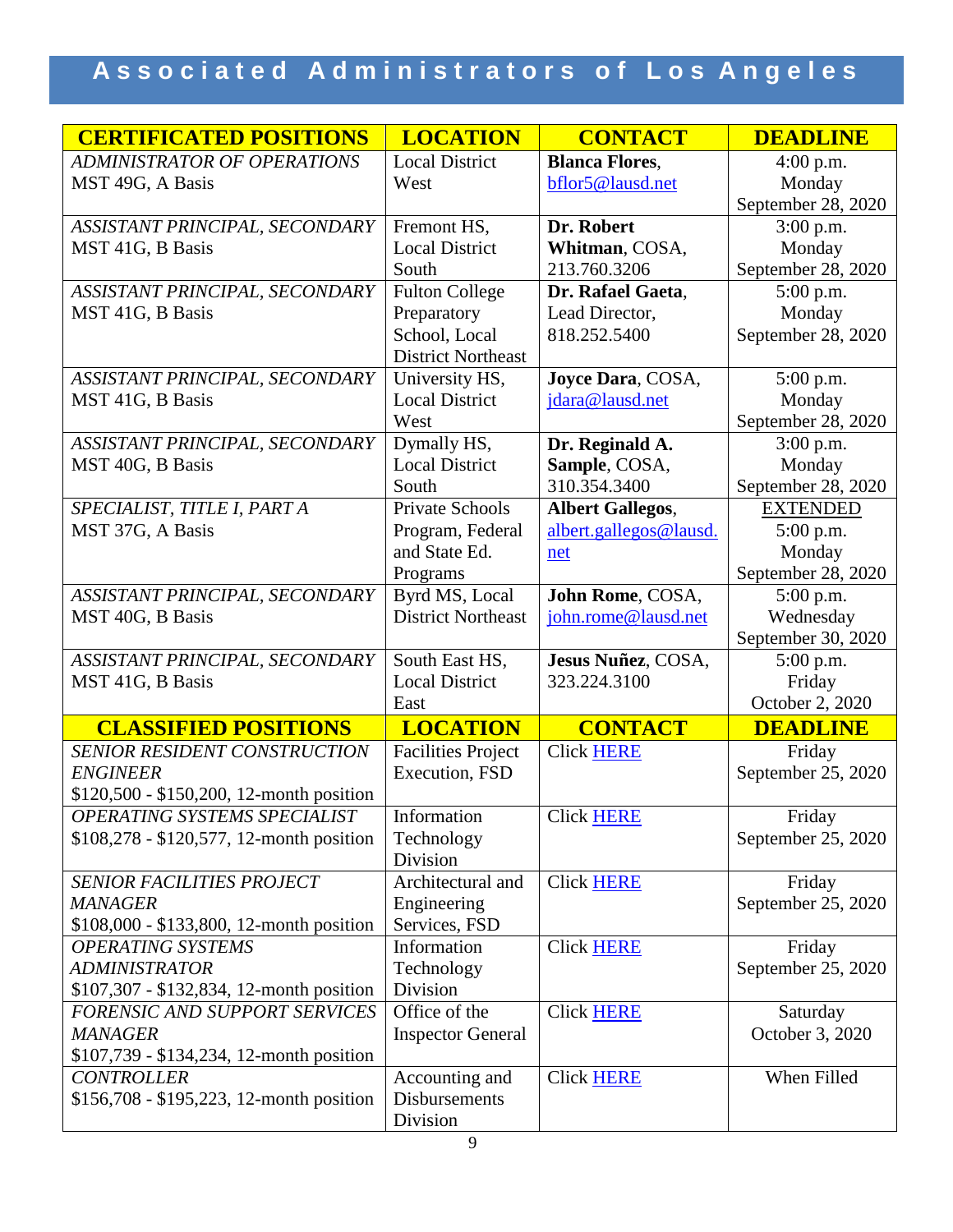| **CERTIFICATED POSITIONS** | **LOCATION** | **CONTACT** | **DEADLINE** |
|---|---|---|---|
| *ADMINISTRATOR OF OPERATIONS* MST 49G, A Basis | Local District West | **Blanca Flores**, bflor5@lausd.net | 4:00 p.m. Monday September 28, 2020 |
| *ASSISTANT PRINCIPAL, SECONDARY* MST 41G, B Basis | Fremont HS, Local District South | **Dr. Robert Whitman**, COSA, 213.760.3206 | 3:00 p.m. Monday September 28, 2020 |
| *ASSISTANT PRINCIPAL, SECONDARY* MST 41G, B Basis | Fulton College Preparatory School, Local District Northeast | **Dr. Rafael Gaeta**, Lead Director, 818.252.5400 | 5:00 p.m. Monday September 28, 2020 |
| *ASSISTANT PRINCIPAL, SECONDARY* MST 41G, B Basis | University HS, Local District West | **Joyce Dara**, COSA, jdara@lausd.net | 5:00 p.m. Monday September 28, 2020 |
| *ASSISTANT PRINCIPAL, SECONDARY* MST 40G, B Basis | Dymally HS, Local District South | **Dr. Reginald A. Sample**, COSA, 310.354.3400 | 3:00 p.m. Monday September 28, 2020 |
| *SPECIALIST, TITLE I, PART A* MST 37G, A Basis | Private Schools Program, Federal and State Ed. Programs | **Albert Gallegos**, albert.gallegos@lausd.net | EXTENDED 5:00 p.m. Monday September 28, 2020 |
| *ASSISTANT PRINCIPAL, SECONDARY* MST 40G, B Basis | Byrd MS, Local District Northeast | **John Rome**, COSA, john.rome@lausd.net | 5:00 p.m. Wednesday September 30, 2020 |
| *ASSISTANT PRINCIPAL, SECONDARY* MST 41G, B Basis | South East HS, Local District East | **Jesus Nuñez**, COSA, 323.224.3100 | 5:00 p.m. Friday October 2, 2020 |
| **CLASSIFIED POSITIONS** | **LOCATION** | **CONTACT** | **DEADLINE** |
| *SENIOR RESIDENT CONSTRUCTION ENGINEER* $120,500 - $150,200, 12-month position | Facilities Project Execution, FSD | Click HERE | Friday September 25, 2020 |
| *OPERATING SYSTEMS SPECIALIST* $108,278 - $120,577, 12-month position | Information Technology Division | Click HERE | Friday September 25, 2020 |
| *SENIOR FACILITIES PROJECT MANAGER* $108,000 - $133,800, 12-month position | Architectural and Engineering Services, FSD | Click HERE | Friday September 25, 2020 |
| *OPERATING SYSTEMS ADMINISTRATOR* $107,307 - $132,834, 12-month position | Information Technology Division | Click HERE | Friday September 25, 2020 |
| *FORENSIC AND SUPPORT SERVICES MANAGER* $107,739 - $134,234, 12-month position | Office of the Inspector General | Click HERE | Saturday October 3, 2020 |
| *CONTROLLER* $156,708 - $195,223, 12-month position | Accounting and Disbursements Division | Click HERE | When Filled |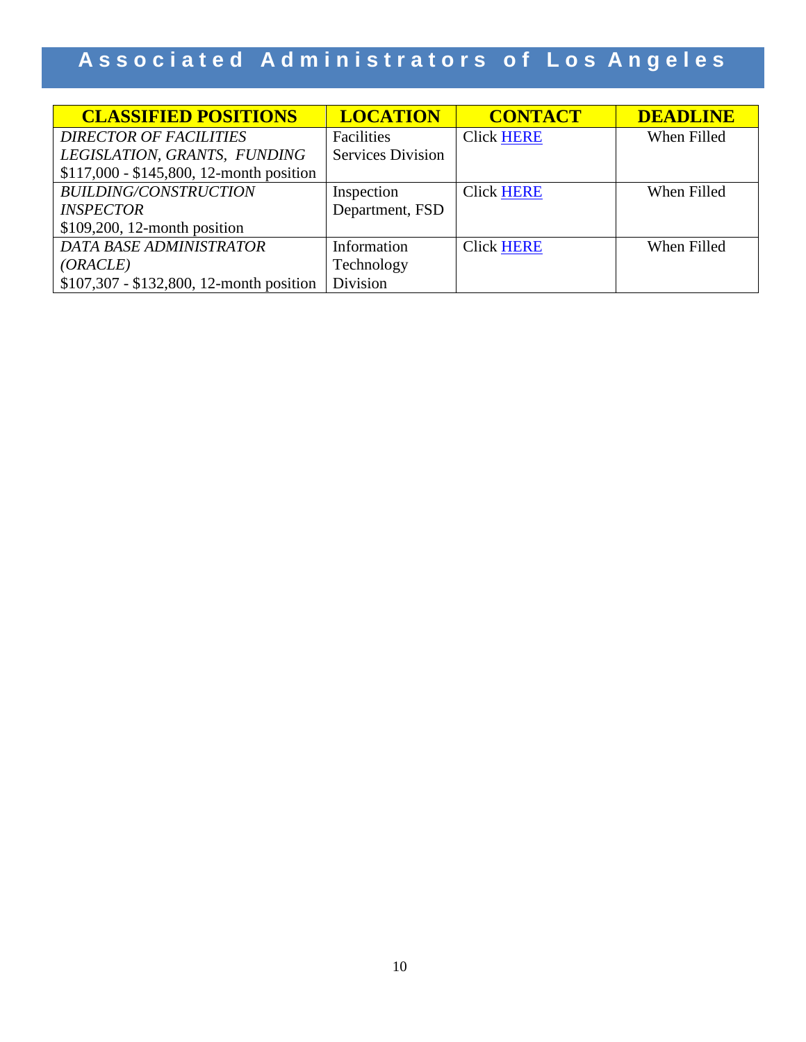# Associated Administrators of Los Angeles

| CLASSIFIED POSITIONS | LOCATION | CONTACT | DEADLINE |
|---|---|---|---|
| *DIRECTOR OF FACILITIES LEGISLATION, GRANTS, FUNDING* $117,000 - $145,800, 12-month position | Facilities Services Division | Click HERE | When Filled |
| *BUILDING/CONSTRUCTION INSPECTOR* $109,200, 12-month position | Inspection Department, FSD | Click HERE | When Filled |
| *DATA BASE ADMINISTRATOR (ORACLE)* $107,307 - $132,800, 12-month position | Information Technology Division | Click HERE | When Filled |